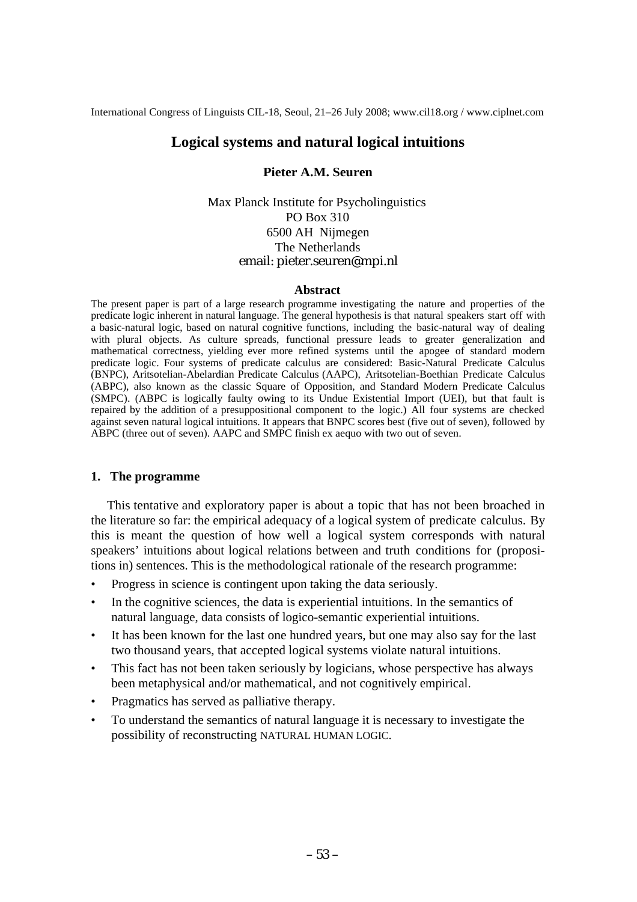International Congress of Linguists CIL-18, Seoul, 21–26 July 2008; www.cil18.org / www.ciplnet.com

# Logical systems and natural logical intuitions

**Pieter A.M. Seuren**

Max Planck Institute for Psycholinguistics  
PO Box 310  
6500 AH Nijmegen  
The Netherlands  
email: pieter.seuren@mpi.nl

### Abstract

The present paper is part of a large research programme investigating the nature and properties of the predicate logic inherent in natural language. The general hypothesis is that natural speakers start off with a basic-natural logic, based on natural cognitive functions, including the basic-natural way of dealing with plural objects. As culture spreads, functional pressure leads to greater generalization and mathematical correctness, yielding ever more refined systems until the apogee of standard modern predicate logic. Four systems of predicate calculus are considered: Basic-Natural Predicate Calculus (BNPC), Aritsotelian-Abelardian Predicate Calculus (AAPC), Aritsotelian-Boethian Predicate Calculus (ABPC), also known as the classic Square of Opposition, and Standard Modern Predicate Calculus (SMPC). (ABPC is logically faulty owing to its Undue Existential Import (UEI), but that fault is repaired by the addition of a presuppositional component to the logic.) All four systems are checked against seven natural logical intuitions. It appears that BNPC scores best (five out of seven), followed by ABPC (three out of seven). AAPC and SMPC finish ex aequo with two out of seven.

## 1. The programme

This tentative and exploratory paper is about a topic that has not been broached in the literature so far: the empirical adequacy of a logical system of predicate calculus. By this is meant the question of how well a logical system corresponds with natural speakers' intuitions about logical relations between and truth conditions for (propositions in) sentences. This is the methodological rationale of the research programme:

- Progress in science is contingent upon taking the data seriously.
- In the cognitive sciences, the data is experiential intuitions. In the semantics of natural language, data consists of logico-semantic experiential intuitions.
- It has been known for the last one hundred years, but one may also say for the last two thousand years, that accepted logical systems violate natural intuitions.
- This fact has not been taken seriously by logicians, whose perspective has always been metaphysical and/or mathematical, and not cognitively empirical.
- Pragmatics has served as palliative therapy.
- To understand the semantics of natural language it is necessary to investigate the possibility of reconstructing NATURAL HUMAN LOGIC.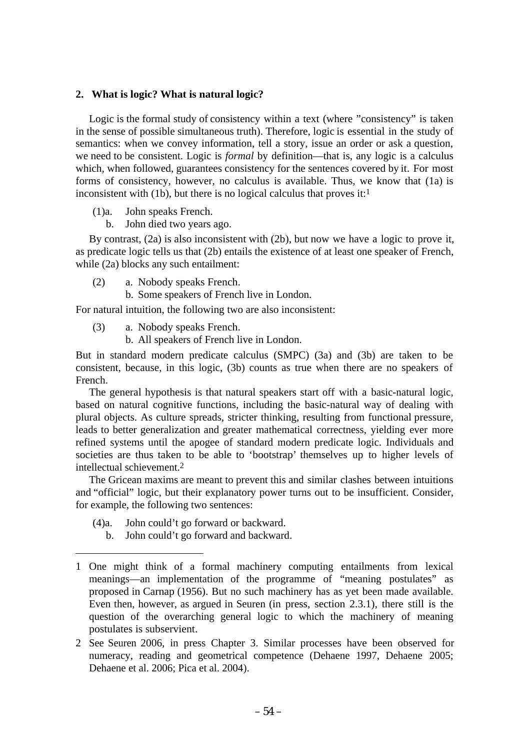## 2. What is logic? What is natural logic?

Logic is the formal study of consistency within a text (where ”consistency” is taken in the sense of possible simultaneous truth). Therefore, logic is essential in the study of semantics: when we convey information, tell a story, issue an order or ask a question, we need to be consistent. Logic is *formal* by definition—that is, any logic is a calculus which, when followed, guarantees consistency for the sentences covered by it. For most forms of consistency, however, no calculus is available. Thus, we know that (1a) is inconsistent with (1b), but there is no logical calculus that proves it:[1]

(1)a. John speaks French.
   b. John died two years ago.

By contrast, (2a) is also inconsistent with (2b), but now we have a logic to prove it, as predicate logic tells us that (2b) entails the existence of at least one speaker of French, while (2a) blocks any such entailment:

(2) a. Nobody speaks French.
   b. Some speakers of French live in London.

For natural intuition, the following two are also inconsistent:

(3) a. Nobody speaks French.
   b. All speakers of French live in London.

But in standard modern predicate calculus (SMPC) (3a) and (3b) are taken to be consistent, because, in this logic, (3b) counts as true when there are no speakers of French.

The general hypothesis is that natural speakers start off with a basic-natural logic, based on natural cognitive functions, including the basic-natural way of dealing with plural objects. As culture spreads, stricter thinking, resulting from functional pressure, leads to better generalization and greater mathematical correctness, yielding ever more refined systems until the apogee of standard modern predicate logic. Individuals and societies are thus taken to be able to ‘bootstrap’ themselves up to higher levels of intellectual schievement.[2]

The Gricean maxims are meant to prevent this and similar clashes between intuitions and “official” logic, but their explanatory power turns out to be insufficient. Consider, for example, the following two sentences:

(4)a. John could’t go forward or backward.
   b. John could’t go forward and backward.

---

1 One might think of a formal machinery computing entailments from lexical meanings—an implementation of the programme of “meaning postulates” as proposed in Carnap (1956). But no such machinery has as yet been made available. Even then, however, as argued in Seuren (in press, section 2.3.1), there still is the question of the overarching general logic to which the machinery of meaning postulates is subservient.

2 See Seuren 2006, in press Chapter 3. Similar processes have been observed for numeracy, reading and geometrical competence (Dehaene 1997, Dehaene 2005; Dehaene et al. 2006; Pica et al. 2004).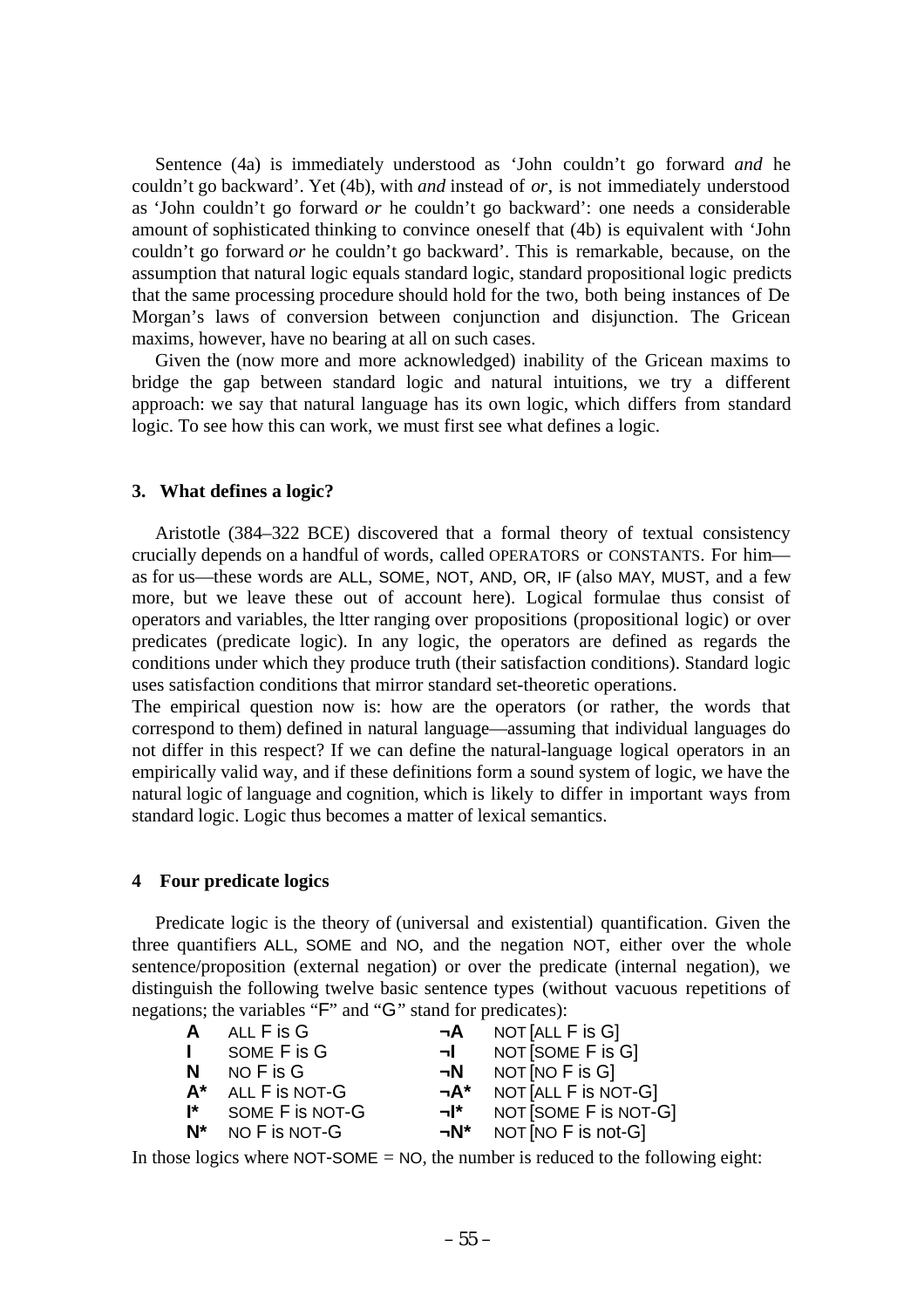Sentence (4a) is immediately understood as 'John couldn't go forward *and* he couldn't go backward'. Yet (4b), with *and* instead of *or*, is not immediately understood as 'John couldn't go forward *or* he couldn't go backward': one needs a considerable amount of sophisticated thinking to convince oneself that (4b) is equivalent with 'John couldn't go forward *or* he couldn't go backward'. This is remarkable, because, on the assumption that natural logic equals standard logic, standard propositional logic predicts that the same processing procedure should hold for the two, both being instances of De Morgan's laws of conversion between conjunction and disjunction. The Gricean maxims, however, have no bearing at all on such cases.

Given the (now more and more acknowledged) inability of the Gricean maxims to bridge the gap between standard logic and natural intuitions, we try a different approach: we say that natural language has its own logic, which differs from standard logic. To see how this can work, we must first see what defines a logic.

## 3. What defines a logic?

Aristotle (384–322 BCE) discovered that a formal theory of textual consistency crucially depends on a handful of words, called OPERATORS or CONSTANTS. For him—as for us—these words are ALL, SOME, NOT, AND, OR, IF (also MAY, MUST, and a few more, but we leave these out of account here). Logical formulae thus consist of operators and variables, the ltter ranging over propositions (propositional logic) or over predicates (predicate logic). In any logic, the operators are defined as regards the conditions under which they produce truth (their satisfaction conditions). Standard logic uses satisfaction conditions that mirror standard set-theoretic operations.

The empirical question now is: how are the operators (or rather, the words that correspond to them) defined in natural language—assuming that individual languages do not differ in this respect? If we can define the natural-language logical operators in an empirically valid way, and if these definitions form a sound system of logic, we have the natural logic of language and cognition, which is likely to differ in important ways from standard logic. Logic thus becomes a matter of lexical semantics.

## 4 Four predicate logics

Predicate logic is the theory of (universal and existential) quantification. Given the three quantifiers ALL, SOME and NO, and the negation NOT, either over the whole sentence/proposition (external negation) or over the predicate (internal negation), we distinguish the following twelve basic sentence types (without vacuous repetitions of negations; the variables "F" and "G" stand for predicates):

| | | | |
|---|---|---|---|
| **A** | ALL F is G | **¬A** | NOT [ALL F is G] |
| **I** | SOME F is G | **¬I** | NOT [SOME F is G] |
| **N** | NO F is G | **¬N** | NOT [NO F is G] |
| **A*** | ALL F is NOT-G | **¬A*** | NOT [ALL F is NOT-G] |
| **I*** | SOME F is NOT-G | **¬I*** | NOT [SOME F is NOT-G] |
| **N*** | NO F is NOT-G | **¬N*** | NOT [NO F is not-G] |

In those logics where NOT-SOME = NO, the number is reduced to the following eight: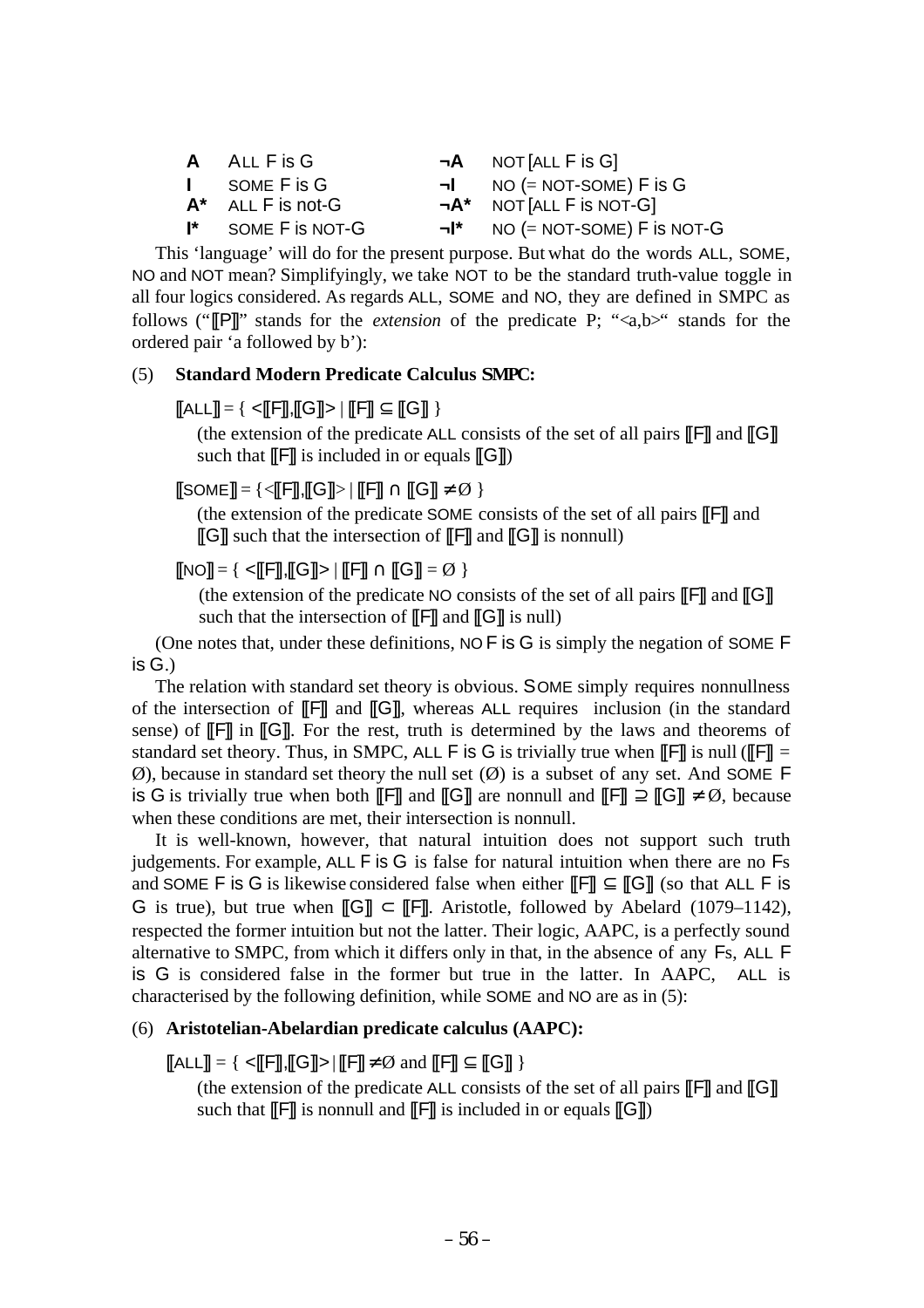| | | | |
|---|---|---|---|
| **A** | ALL F is G | **¬A** | NOT [ALL F is G] |
| **I** | SOME F is G | **¬I** | NO (= NOT-SOME) F is G |
| **A*** | ALL F is not-G | **¬A*** | NOT [ALL F is NOT-G] |
| **I*** | SOME F is NOT-G | **¬I*** | NO (= NOT-SOME) F is NOT-G |

This 'language' will do for the present purpose. But what do the words ALL, SOME, NO and NOT mean? Simplifyingly, we take NOT to be the standard truth-value toggle in all four logics considered. As regards ALL, SOME and NO, they are defined in SMPC as follows ("⟦P⟧" stands for the *extension* of the predicate P; "<a,b>" stands for the ordered pair 'a followed by b'):

(5) **Standard Modern Predicate Calculus SMPC:**

$[\![\text{ALL}]\!] = \{ <[\![F]\!],[\![G]\!]> \mid [\![F]\!] \subseteq [\![G]\!] \}$

(the extension of the predicate ALL consists of the set of all pairs ⟦F⟧ and ⟦G⟧ such that ⟦F⟧ is included in or equals ⟦G⟧)

$[\![\text{SOME}]\!] = \{ <[\![F]\!],[\![G]\!]> \mid [\![F]\!] \cap [\![G]\!] \neq \emptyset \}$

(the extension of the predicate SOME consists of the set of all pairs ⟦F⟧ and ⟦G⟧ such that the intersection of ⟦F⟧ and ⟦G⟧ is nonnull)

$[\![\text{NO}]\!] = \{ <[\![F]\!],[\![G]\!]> \mid [\![F]\!] \cap [\![G]\!] = \emptyset \}$

(the extension of the predicate NO consists of the set of all pairs ⟦F⟧ and ⟦G⟧ such that the intersection of ⟦F⟧ and ⟦G⟧ is null)

(One notes that, under these definitions, NO F is G is simply the negation of SOME F is G.)

The relation with standard set theory is obvious. SOME simply requires nonnullness of the intersection of ⟦F⟧ and ⟦G⟧, whereas ALL requires inclusion (in the standard sense) of ⟦F⟧ in ⟦G⟧. For the rest, truth is determined by the laws and theorems of standard set theory. Thus, in SMPC, ALL F is G is trivially true when ⟦F⟧ is null ($[\![F]\!] = \emptyset$), because in standard set theory the null set (Ø) is a subset of any set. And SOME F is G is trivially true when both ⟦F⟧ and ⟦G⟧ are nonnull and $[\![F]\!] \supseteq [\![G]\!] \neq \emptyset$, because when these conditions are met, their intersection is nonnull.

It is well-known, however, that natural intuition does not support such truth judgements. For example, ALL F is G is false for natural intuition when there are no Fs and SOME F is G is likewise considered false when either $[\![F]\!] \subseteq [\![G]\!]$ (so that ALL F is G is true), but true when $[\![G]\!] \subset [\![F]\!]$. Aristotle, followed by Abelard (1079–1142), respected the former intuition but not the latter. Their logic, AAPC, is a perfectly sound alternative to SMPC, from which it differs only in that, in the absence of any Fs, ALL F is G is considered false in the former but true in the latter. In AAPC, ALL is characterised by the following definition, while SOME and NO are as in (5):

(6) **Aristotelian-Abelardian predicate calculus (AAPC):**

$[\![\text{ALL}]\!] = \{ <[\![F]\!],[\![G]\!]> \mid [\![F]\!] \neq \emptyset \text{ and } [\![F]\!] \subseteq [\![G]\!] \}$

(the extension of the predicate ALL consists of the set of all pairs ⟦F⟧ and ⟦G⟧ such that ⟦F⟧ is nonnull and ⟦F⟧ is included in or equals ⟦G⟧)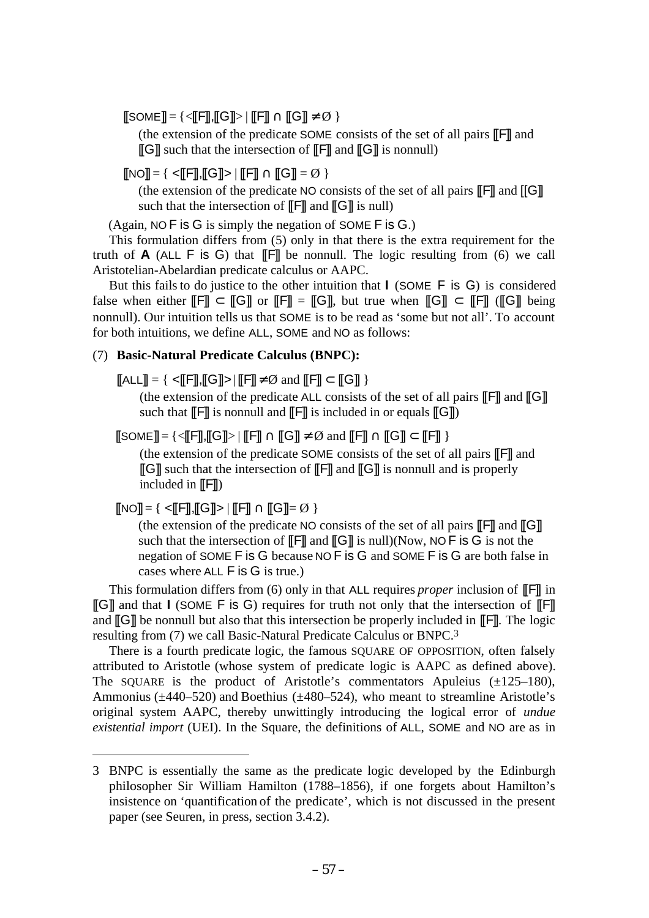$[\![\text{SOME}]\!] = \{<[\![F]\!],[\![G]\!]> \mid [\![F]\!] \cap [\![G]\!] \neq \emptyset \}$

(the extension of the predicate SOME consists of the set of all pairs ⟦F⟧ and ⟦G⟧ such that the intersection of ⟦F⟧ and ⟦G⟧ is nonnull)

$[\![\text{NO}]\!] = \{ <[\![F]\!],[\![G]\!]> \mid [\![F]\!] \cap [\![G]\!] = \emptyset \}$

(the extension of the predicate NO consists of the set of all pairs ⟦F⟧ and ⟦G⟧ such that the intersection of ⟦F⟧ and ⟦G⟧ is null)

(Again, NO F is G is simply the negation of SOME F is G.)

This formulation differs from (5) only in that there is the extra requirement for the truth of **A** (ALL F is G) that ⟦F⟧ be nonnull. The logic resulting from (6) we call Aristotelian-Abelardian predicate calculus or AAPC.

But this fails to do justice to the other intuition that **I** (SOME F is G) is considered false when either $[\![F]\!] \subset [\![G]\!]$ or $[\![F]\!] = [\![G]\!]$, but true when $[\![G]\!] \subset [\![F]\!]$ (⟦G⟧ being nonnull). Our intuition tells us that SOME is to be read as 'some but not all'. To account for both intuitions, we define ALL, SOME and NO as follows:

(7) **Basic-Natural Predicate Calculus (BNPC):**

$[\![\text{ALL}]\!] = \{ <[\![F]\!],[\![G]\!]> \mid [\![F]\!] \neq \emptyset \text{ and } [\![F]\!] \subset [\![G]\!] \}$

(the extension of the predicate ALL consists of the set of all pairs ⟦F⟧ and ⟦G⟧ such that ⟦F⟧ is nonnull and ⟦F⟧ is included in or equals ⟦G⟧)

$[\![\text{SOME}]\!] = \{<[\![F]\!],[\![G]\!]> \mid [\![F]\!] \cap [\![G]\!] \neq \emptyset \text{ and } [\![F]\!] \cap [\![G]\!] \subset [\![F]\!] \}$

(the extension of the predicate SOME consists of the set of all pairs ⟦F⟧ and ⟦G⟧ such that the intersection of ⟦F⟧ and ⟦G⟧ is nonnull and is properly included in ⟦F⟧)

$[\![\text{NO}]\!] = \{ <[\![F]\!],[\![G]\!]> \mid [\![F]\!] \cap [\![G]\!] = \emptyset \}$

(the extension of the predicate NO consists of the set of all pairs ⟦F⟧ and ⟦G⟧ such that the intersection of ⟦F⟧ and ⟦G⟧ is null)(Now, NO F is G is not the negation of SOME F is G because NO F is G and SOME F is G are both false in cases where ALL F is G is true.)

This formulation differs from (6) only in that ALL requires *proper* inclusion of ⟦F⟧ in ⟦G⟧ and that **I** (SOME F is G) requires for truth not only that the intersection of ⟦F⟧ and ⟦G⟧ be nonnull but also that this intersection be properly included in ⟦F⟧. The logic resulting from (7) we call Basic-Natural Predicate Calculus or BNPC.[3]

There is a fourth predicate logic, the famous SQUARE OF OPPOSITION, often falsely attributed to Aristotle (whose system of predicate logic is AAPC as defined above). The SQUARE is the product of Aristotle's commentators Apuleius (±125–180), Ammonius (±440–520) and Boethius (±480–524), who meant to streamline Aristotle's original system AAPC, thereby unwittingly introducing the logical error of *undue existential import* (UEI). In the Square, the definitions of ALL, SOME and NO are as in

---

3 BNPC is essentially the same as the predicate logic developed by the Edinburgh philosopher Sir William Hamilton (1788–1856), if one forgets about Hamilton's insistence on 'quantification of the predicate', which is not discussed in the present paper (see Seuren, in press, section 3.4.2).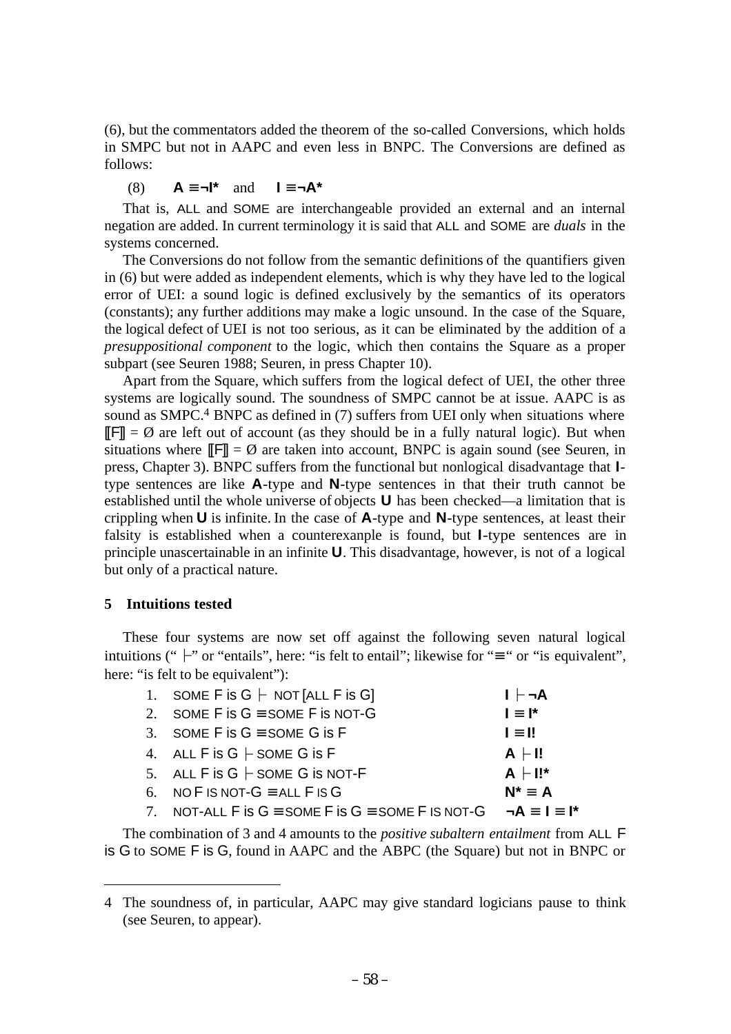(6), but the commentators added the theorem of the so-called Conversions, which holds in SMPC but not in AAPC and even less in BNPC. The Conversions are defined as follows:

(8) **A** ≡¬**I*** and **I** ≡¬**A***

That is, ALL and SOME are interchangeable provided an external and an internal negation are added. In current terminology it is said that ALL and SOME are *duals* in the systems concerned.

The Conversions do not follow from the semantic definitions of the quantifiers given in (6) but were added as independent elements, which is why they have led to the logical error of UEI: a sound logic is defined exclusively by the semantics of its operators (constants); any further additions may make a logic unsound. In the case of the Square, the logical defect of UEI is not too serious, as it can be eliminated by the addition of a *presuppositional component* to the logic, which then contains the Square as a proper subpart (see Seuren 1988; Seuren, in press Chapter 10).

Apart from the Square, which suffers from the logical defect of UEI, the other three systems are logically sound. The soundness of SMPC cannot be at issue. AAPC is as sound as SMPC.[4] BNPC as defined in (7) suffers from UEI only when situations where ⟦F⟧ = Ø are left out of account (as they should be in a fully natural logic). But when situations where ⟦F⟧ = Ø are taken into account, BNPC is again sound (see Seuren, in press, Chapter 3). BNPC suffers from the functional but nonlogical disadvantage that **I**-type sentences are like **A**-type and **N**-type sentences in that their truth cannot be established until the whole universe of objects **U** has been checked—a limitation that is crippling when **U** is infinite. In the case of **A**-type and **N**-type sentences, at least their falsity is established when a counterexanple is found, but **I**-type sentences are in principle unascertainable in an infinite **U**. This disadvantage, however, is not of a logical but only of a practical nature.

## 5 Intuitions tested

These four systems are now set off against the following seven natural logical intuitions ("⊢" or "entails", here: "is felt to entail"; likewise for "≡" or "is equivalent", here: "is felt to be equivalent"):

1. SOME F is G ⊢ NOT [ALL F is G] **I** ⊢ ¬**A**
2. SOME F is G ≡ SOME F is NOT-G **I** ≡ **I***
3. SOME F is G ≡ SOME G is F **I** ≡ **I!**
4. ALL F is G ⊢ SOME G is F **A** ⊢ **I!**
5. ALL F is G ⊢ SOME G is NOT-F **A** ⊢ **I!***
6. NO F IS NOT-G ≡ ALL F IS G **N*** ≡ **A**
7. NOT-ALL F is G ≡ SOME F is G ≡ SOME F IS NOT-G ¬**A** ≡ **I** ≡ **I***

The combination of 3 and 4 amounts to the *positive subaltern entailment* from ALL F is G to SOME F is G, found in AAPC and the ABPC (the Square) but not in BNPC or

---

4 The soundness of, in particular, AAPC may give standard logicians pause to think (see Seuren, to appear).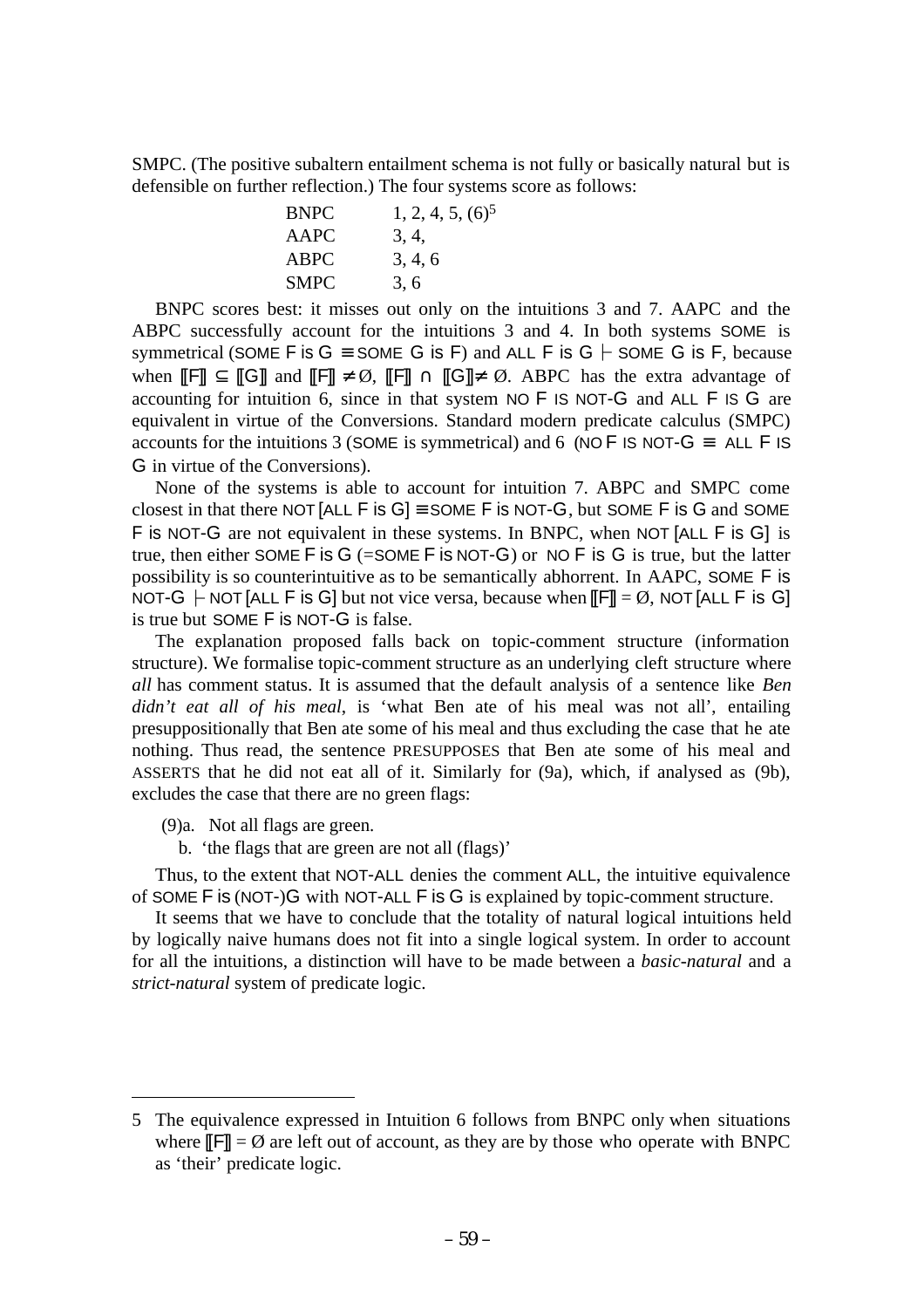SMPC. (The positive subaltern entailment schema is not fully or basically natural but is defensible on further reflection.) The four systems score as follows:

| | |
|---|---|
| BNPC | 1, 2, 4, 5, (6)[5] |
| AAPC | 3, 4, |
| ABPC | 3, 4, 6 |
| SMPC | 3, 6 |

BNPC scores best: it misses out only on the intuitions 3 and 7. AAPC and the ABPC successfully account for the intuitions 3 and 4. In both systems SOME is symmetrical (SOME F is G ≡ SOME G is F) and ALL F is G ⊢ SOME G is F, because when ⟦F⟧ ⊆ ⟦G⟧ and ⟦F⟧ ≠ Ø, ⟦F⟧ ∩ ⟦G⟧ ≠ Ø. ABPC has the extra advantage of accounting for intuition 6, since in that system NO F IS NOT-G and ALL F IS G are equivalent in virtue of the Conversions. Standard modern predicate calculus (SMPC) accounts for the intuitions 3 (SOME is symmetrical) and 6 (NO F IS NOT-G ≡ ALL F IS G in virtue of the Conversions).

None of the systems is able to account for intuition 7. ABPC and SMPC come closest in that there NOT [ALL F is G] ≡ SOME F is NOT-G, but SOME F is G and SOME F is NOT-G are not equivalent in these systems. In BNPC, when NOT [ALL F is G] is true, then either SOME F is G (=SOME F is NOT-G) or NO F is G is true, but the latter possibility is so counterintuitive as to be semantically abhorrent. In AAPC, SOME F is NOT-G ⊢ NOT [ALL F is G] but not vice versa, because when ⟦F⟧ = Ø, NOT [ALL F is G] is true but SOME F is NOT-G is false.

The explanation proposed falls back on topic-comment structure (information structure). We formalise topic-comment structure as an underlying cleft structure where *all* has comment status. It is assumed that the default analysis of a sentence like *Ben didn't eat all of his meal*, is 'what Ben ate of his meal was not all', entailing presuppositionally that Ben ate some of his meal and thus excluding the case that he ate nothing. Thus read, the sentence PRESUPPOSES that Ben ate some of his meal and ASSERTS that he did not eat all of it. Similarly for (9a), which, if analysed as (9b), excludes the case that there are no green flags:

(9) a. Not all flags are green.
   b. 'the flags that are green are not all (flags)'

Thus, to the extent that NOT-ALL denies the comment ALL, the intuitive equivalence of SOME F is (NOT-)G with NOT-ALL F is G is explained by topic-comment structure.

It seems that we have to conclude that the totality of natural logical intuitions held by logically naive humans does not fit into a single logical system. In order to account for all the intuitions, a distinction will have to be made between a *basic-natural* and a *strict-natural* system of predicate logic.

---

5 The equivalence expressed in Intuition 6 follows from BNPC only when situations where ⟦F⟧ = Ø are left out of account, as they are by those who operate with BNPC as 'their' predicate logic.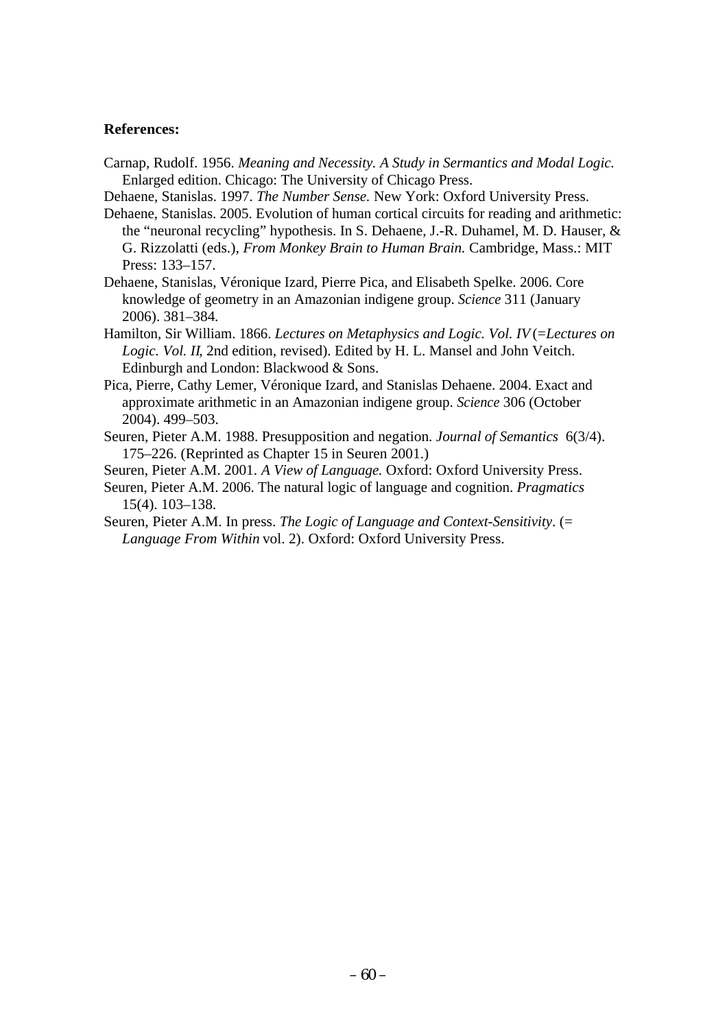**References:**

Carnap, Rudolf. 1956. *Meaning and Necessity. A Study in Sermantics and Modal Logic.* Enlarged edition. Chicago: The University of Chicago Press.

Dehaene, Stanislas. 1997. *The Number Sense.* New York: Oxford University Press.

Dehaene, Stanislas. 2005. Evolution of human cortical circuits for reading and arithmetic: the "neuronal recycling" hypothesis. In S. Dehaene, J.-R. Duhamel, M. D. Hauser, & G. Rizzolatti (eds.), *From Monkey Brain to Human Brain.* Cambridge, Mass.: MIT Press: 133–157.

Dehaene, Stanislas, Véronique Izard, Pierre Pica, and Elisabeth Spelke. 2006. Core knowledge of geometry in an Amazonian indigene group. *Science* 311 (January 2006). 381–384.

Hamilton, Sir William. 1866. *Lectures on Metaphysics and Logic. Vol. IV* (=*Lectures on Logic. Vol. II*, 2nd edition, revised). Edited by H. L. Mansel and John Veitch. Edinburgh and London: Blackwood & Sons.

Pica, Pierre, Cathy Lemer, Véronique Izard, and Stanislas Dehaene. 2004. Exact and approximate arithmetic in an Amazonian indigene group. *Science* 306 (October 2004). 499–503.

Seuren, Pieter A.M. 1988. Presupposition and negation. *Journal of Semantics* 6(3/4). 175–226. (Reprinted as Chapter 15 in Seuren 2001.)

Seuren, Pieter A.M. 2001. *A View of Language.* Oxford: Oxford University Press.

Seuren, Pieter A.M. 2006. The natural logic of language and cognition. *Pragmatics* 15(4). 103–138.

Seuren, Pieter A.M. In press. *The Logic of Language and Context-Sensitivity*. (= *Language From Within* vol. 2). Oxford: Oxford University Press.